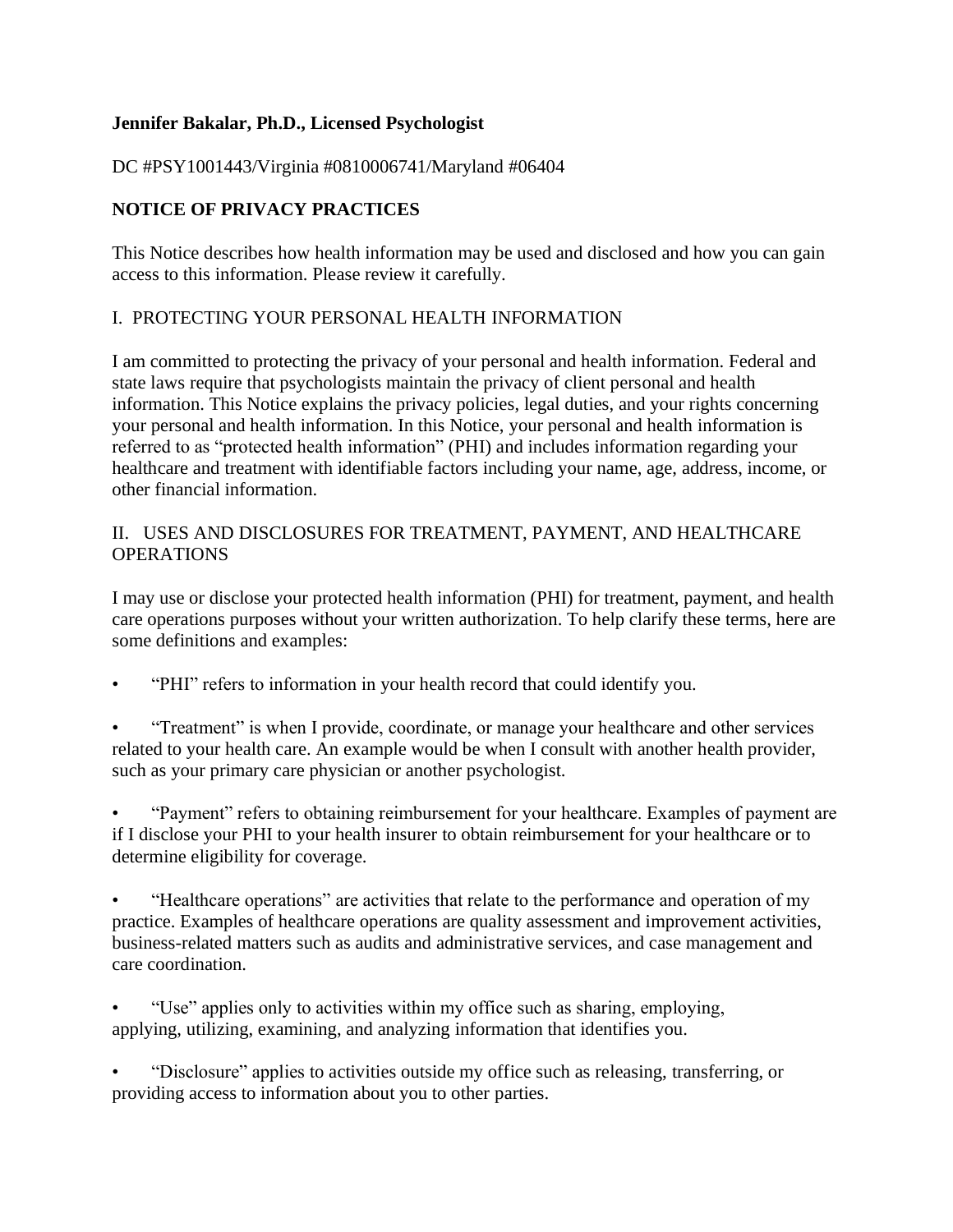**Jennifer Bakalar, Ph.D., Licensed Psychologist**

DC #PSY1001443/Virginia #0810006741/Maryland #06404

## NOTICE OF PRIVACY PRACTICES

This Notice describes how health information may be used and disclosed and how you can gain access to this information. Please review it carefully.

### I. PROTECTING YOUR PERSONAL HEALTH INFORMATION

I am committed to protecting the privacy of your personal and health information. Federal and state laws require that psychologists maintain the privacy of client personal and health information. This Notice explains the privacy policies, legal duties, and your rights concerning your personal and health information. In this Notice, your personal and health information is referred to as "protected health information" (PHI) and includes information regarding your healthcare and treatment with identifiable factors including your name, age, address, income, or other financial information.

### II. USES AND DISCLOSURES FOR TREATMENT, PAYMENT, AND HEALTHCARE OPERATIONS

I may use or disclose your protected health information (PHI) for treatment, payment, and health care operations purposes without your written authorization. To help clarify these terms, here are some definitions and examples:

- "PHI" refers to information in your health record that could identify you.
- "Treatment" is when I provide, coordinate, or manage your healthcare and other services related to your health care. An example would be when I consult with another health provider, such as your primary care physician or another psychologist.
- "Payment" refers to obtaining reimbursement for your healthcare. Examples of payment are if I disclose your PHI to your health insurer to obtain reimbursement for your healthcare or to determine eligibility for coverage.
- "Healthcare operations" are activities that relate to the performance and operation of my practice. Examples of healthcare operations are quality assessment and improvement activities, business-related matters such as audits and administrative services, and case management and care coordination.
- "Use" applies only to activities within my office such as sharing, employing, applying, utilizing, examining, and analyzing information that identifies you.
- "Disclosure" applies to activities outside my office such as releasing, transferring, or providing access to information about you to other parties.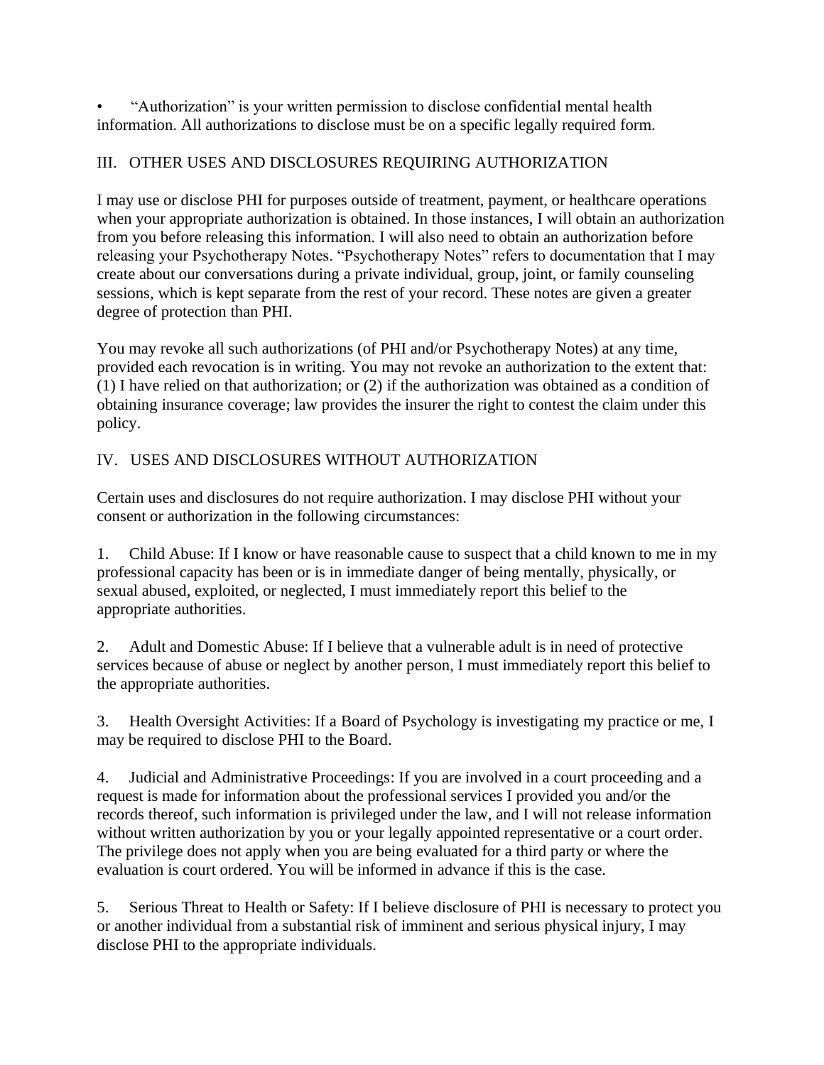- “Authorization” is your written permission to disclose confidential mental health information. All authorizations to disclose must be on a specific legally required form.

## III. OTHER USES AND DISCLOSURES REQUIRING AUTHORIZATION

I may use or disclose PHI for purposes outside of treatment, payment, or healthcare operations when your appropriate authorization is obtained. In those instances, I will obtain an authorization from you before releasing this information. I will also need to obtain an authorization before releasing your Psychotherapy Notes. “Psychotherapy Notes” refers to documentation that I may create about our conversations during a private individual, group, joint, or family counseling sessions, which is kept separate from the rest of your record. These notes are given a greater degree of protection than PHI.

You may revoke all such authorizations (of PHI and/or Psychotherapy Notes) at any time, provided each revocation is in writing. You may not revoke an authorization to the extent that: (1) I have relied on that authorization; or (2) if the authorization was obtained as a condition of obtaining insurance coverage; law provides the insurer the right to contest the claim under this policy.

## IV. USES AND DISCLOSURES WITHOUT AUTHORIZATION

Certain uses and disclosures do not require authorization. I may disclose PHI without your consent or authorization in the following circumstances:

1. Child Abuse: If I know or have reasonable cause to suspect that a child known to me in my professional capacity has been or is in immediate danger of being mentally, physically, or sexual abused, exploited, or neglected, I must immediately report this belief to the appropriate authorities.

2. Adult and Domestic Abuse: If I believe that a vulnerable adult is in need of protective services because of abuse or neglect by another person, I must immediately report this belief to the appropriate authorities.

3. Health Oversight Activities: If a Board of Psychology is investigating my practice or me, I may be required to disclose PHI to the Board.

4. Judicial and Administrative Proceedings: If you are involved in a court proceeding and a request is made for information about the professional services I provided you and/or the records thereof, such information is privileged under the law, and I will not release information without written authorization by you or your legally appointed representative or a court order. The privilege does not apply when you are being evaluated for a third party or where the evaluation is court ordered. You will be informed in advance if this is the case.

5. Serious Threat to Health or Safety: If I believe disclosure of PHI is necessary to protect you or another individual from a substantial risk of imminent and serious physical injury, I may disclose PHI to the appropriate individuals.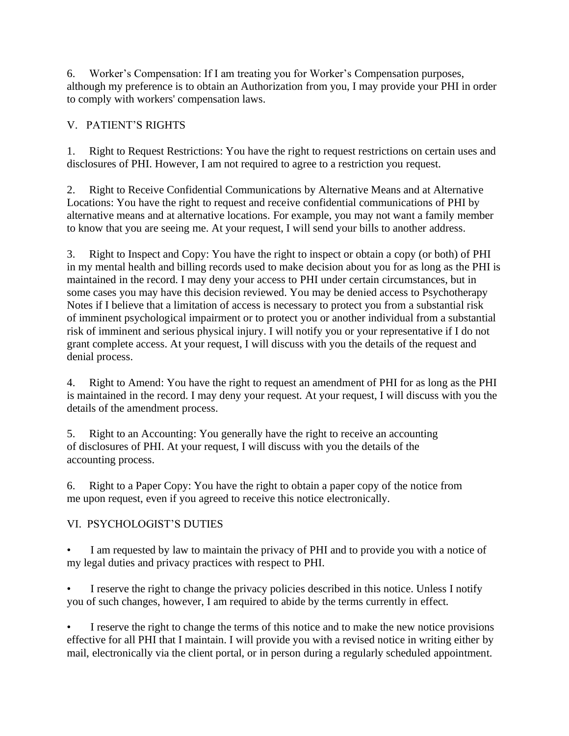6. Worker's Compensation: If I am treating you for Worker's Compensation purposes, although my preference is to obtain an Authorization from you, I may provide your PHI in order to comply with workers' compensation laws.

## V. PATIENT'S RIGHTS

1. Right to Request Restrictions: You have the right to request restrictions on certain uses and disclosures of PHI. However, I am not required to agree to a restriction you request.

2. Right to Receive Confidential Communications by Alternative Means and at Alternative Locations: You have the right to request and receive confidential communications of PHI by alternative means and at alternative locations. For example, you may not want a family member to know that you are seeing me. At your request, I will send your bills to another address.

3. Right to Inspect and Copy: You have the right to inspect or obtain a copy (or both) of PHI in my mental health and billing records used to make decision about you for as long as the PHI is maintained in the record. I may deny your access to PHI under certain circumstances, but in some cases you may have this decision reviewed. You may be denied access to Psychotherapy Notes if I believe that a limitation of access is necessary to protect you from a substantial risk of imminent psychological impairment or to protect you or another individual from a substantial risk of imminent and serious physical injury. I will notify you or your representative if I do not grant complete access. At your request, I will discuss with you the details of the request and denial process.

4. Right to Amend: You have the right to request an amendment of PHI for as long as the PHI is maintained in the record. I may deny your request. At your request, I will discuss with you the details of the amendment process.

5. Right to an Accounting: You generally have the right to receive an accounting of disclosures of PHI. At your request, I will discuss with you the details of the accounting process.

6. Right to a Paper Copy: You have the right to obtain a paper copy of the notice from me upon request, even if you agreed to receive this notice electronically.

## VI. PSYCHOLOGIST'S DUTIES

- I am requested by law to maintain the privacy of PHI and to provide you with a notice of my legal duties and privacy practices with respect to PHI.

- I reserve the right to change the privacy policies described in this notice. Unless I notify you of such changes, however, I am required to abide by the terms currently in effect.

- I reserve the right to change the terms of this notice and to make the new notice provisions effective for all PHI that I maintain. I will provide you with a revised notice in writing either by mail, electronically via the client portal, or in person during a regularly scheduled appointment.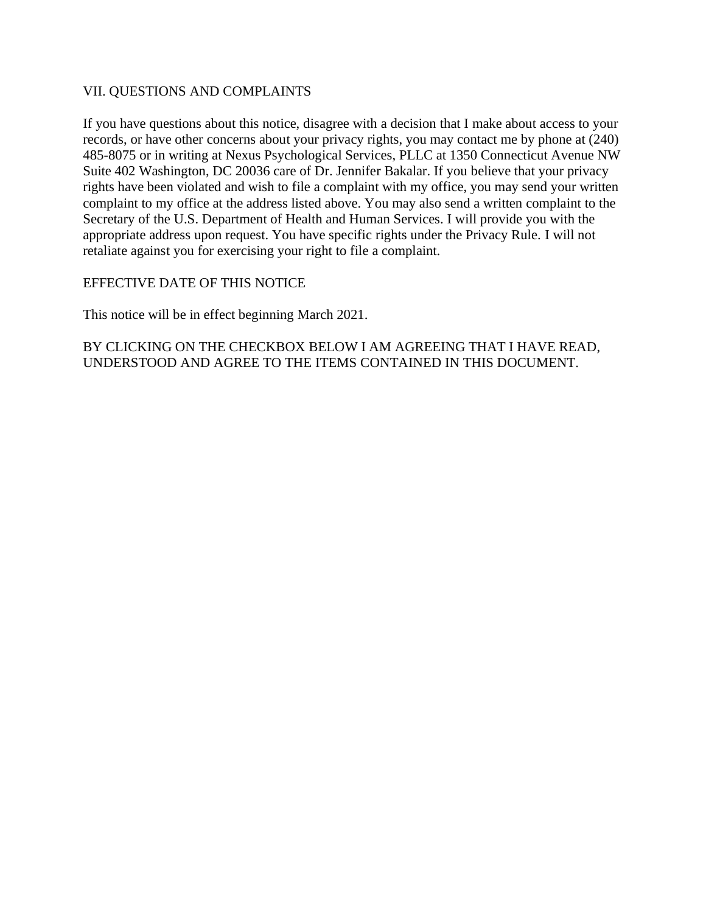## VII. QUESTIONS AND COMPLAINTS

If you have questions about this notice, disagree with a decision that I make about access to your records, or have other concerns about your privacy rights, you may contact me by phone at (240) 485-8075 or in writing at Nexus Psychological Services, PLLC at 1350 Connecticut Avenue NW Suite 402 Washington, DC 20036 care of Dr. Jennifer Bakalar. If you believe that your privacy rights have been violated and wish to file a complaint with my office, you may send your written complaint to my office at the address listed above. You may also send a written complaint to the Secretary of the U.S. Department of Health and Human Services. I will provide you with the appropriate address upon request. You have specific rights under the Privacy Rule. I will not retaliate against you for exercising your right to file a complaint.

## EFFECTIVE DATE OF THIS NOTICE

This notice will be in effect beginning March 2021.

BY CLICKING ON THE CHECKBOX BELOW I AM AGREEING THAT I HAVE READ, UNDERSTOOD AND AGREE TO THE ITEMS CONTAINED IN THIS DOCUMENT.